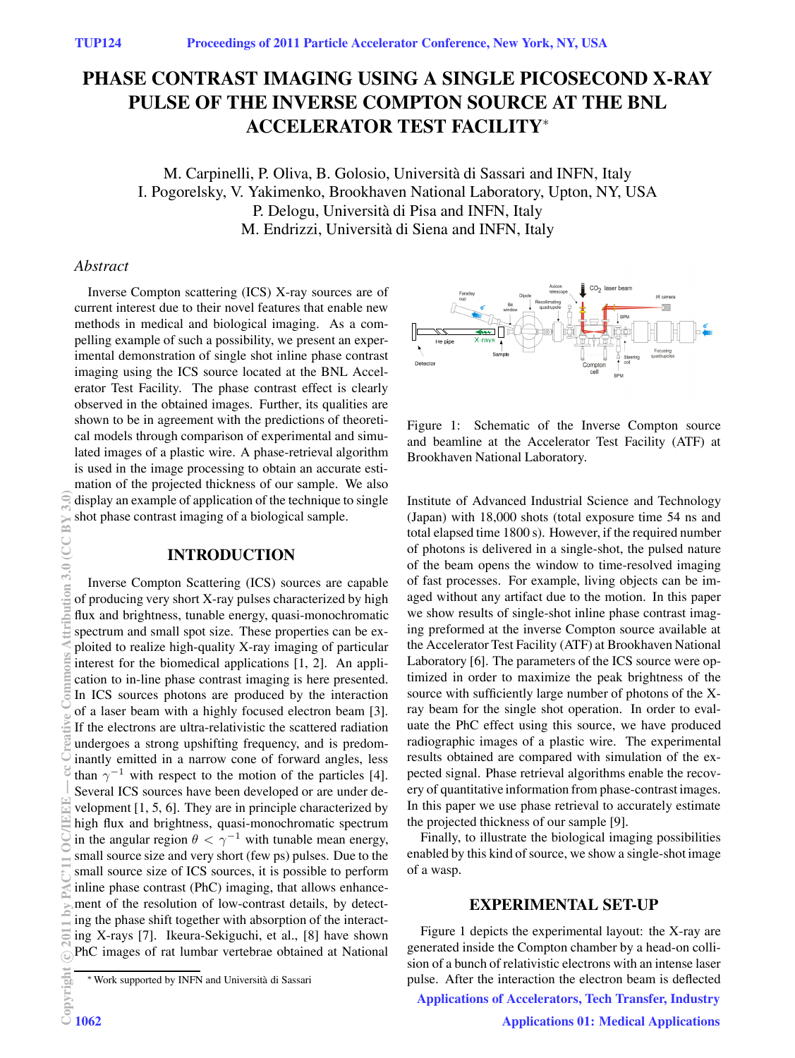# PHASE CONTRAST IMAGING USING A SINGLE PICOSECOND X-RAY PULSE OF THE INVERSE COMPTON SOURCE AT THE BNL ACCELERATOR TEST FACILITY*

M. Carpinelli, P. Oliva, B. Golosio, Università di Sassari and INFN, Italy
I. Pogorelsky, V. Yakimenko, Brookhaven National Laboratory, Upton, NY, USA
P. Delogu, Università di Pisa and INFN, Italy
M. Endrizzi, Università di Siena and INFN, Italy

## *Abstract*

Inverse Compton scattering (ICS) X-ray sources are of current interest due to their novel features that enable new methods in medical and biological imaging. As a compelling example of such a possibility, we present an experimental demonstration of single shot inline phase contrast imaging using the ICS source located at the BNL Accelerator Test Facility. The phase contrast effect is clearly observed in the obtained images. Further, its qualities are shown to be in agreement with the predictions of theoretical models through comparison of experimental and simulated images of a plastic wire. A phase-retrieval algorithm is used in the image processing to obtain an accurate estimation of the projected thickness of our sample. We also display an example of application of the technique to single shot phase contrast imaging of a biological sample.

## INTRODUCTION

Inverse Compton Scattering (ICS) sources are capable of producing very short X-ray pulses characterized by high flux and brightness, tunable energy, quasi-monochromatic spectrum and small spot size. These properties can be exploited to realize high-quality X-ray imaging of particular interest for the biomedical applications [1, 2]. An application to in-line phase contrast imaging is here presented. In ICS sources photons are produced by the interaction of a laser beam with a highly focused electron beam [3]. If the electrons are ultra-relativistic the scattered radiation undergoes a strong upshifting frequency, and is predominantly emitted in a narrow cone of forward angles, less than $\gamma^{-1}$ with respect to the motion of the particles [4]. Several ICS sources have been developed or are under development [1, 5, 6]. They are in principle characterized by high flux and brightness, quasi-monochromatic spectrum in the angular region $\theta < \gamma^{-1}$ with tunable mean energy, small source size and very short (few ps) pulses. Due to the small source size of ICS sources, it is possible to perform inline phase contrast (PhC) imaging, that allows enhancement of the resolution of low-contrast details, by detecting the phase shift together with absorption of the interacting X-rays [7]. Ikeura-Sekiguchi, et al., [8] have shown PhC images of rat lumbar vertebrae obtained at National Institute of Advanced Industrial Science and Technology (Japan) with 18,000 shots (total exposure time 54 ns and total elapsed time 1800 s). However, if the required number of photons is delivered in a single-shot, the pulsed nature of the beam opens the window to time-resolved imaging of fast processes. For example, living objects can be imaged without any artifact due to the motion. In this paper we show results of single-shot inline phase contrast imaging preformed at the inverse Compton source available at the Accelerator Test Facility (ATF) at Brookhaven National Laboratory [6]. The parameters of the ICS source were optimized in order to maximize the peak brightness of the source with sufficiently large number of photons of the X-ray beam for the single shot operation. In order to evaluate the PhC effect using this source, we have produced radiographic images of a plastic wire. The experimental results obtained are compared with simulation of the expected signal. Phase retrieval algorithms enable the recovery of quantitative information from phase-contrast images. In this paper we use phase retrieval to accurately estimate the projected thickness of our sample [9].

Finally, to illustrate the biological imaging possibilities enabled by this kind of source, we show a single-shot image of a wasp.

Figure 1: Schematic of the Inverse Compton source and beamline at the Accelerator Test Facility (ATF) at Brookhaven National Laboratory.

## EXPERIMENTAL SET-UP

Figure 1 depicts the experimental layout: the X-ray are generated inside the Compton chamber by a head-on collision of a bunch of relativistic electrons with an intense laser pulse. After the interaction the electron beam is deflected

* Work supported by INFN and Università di Sassari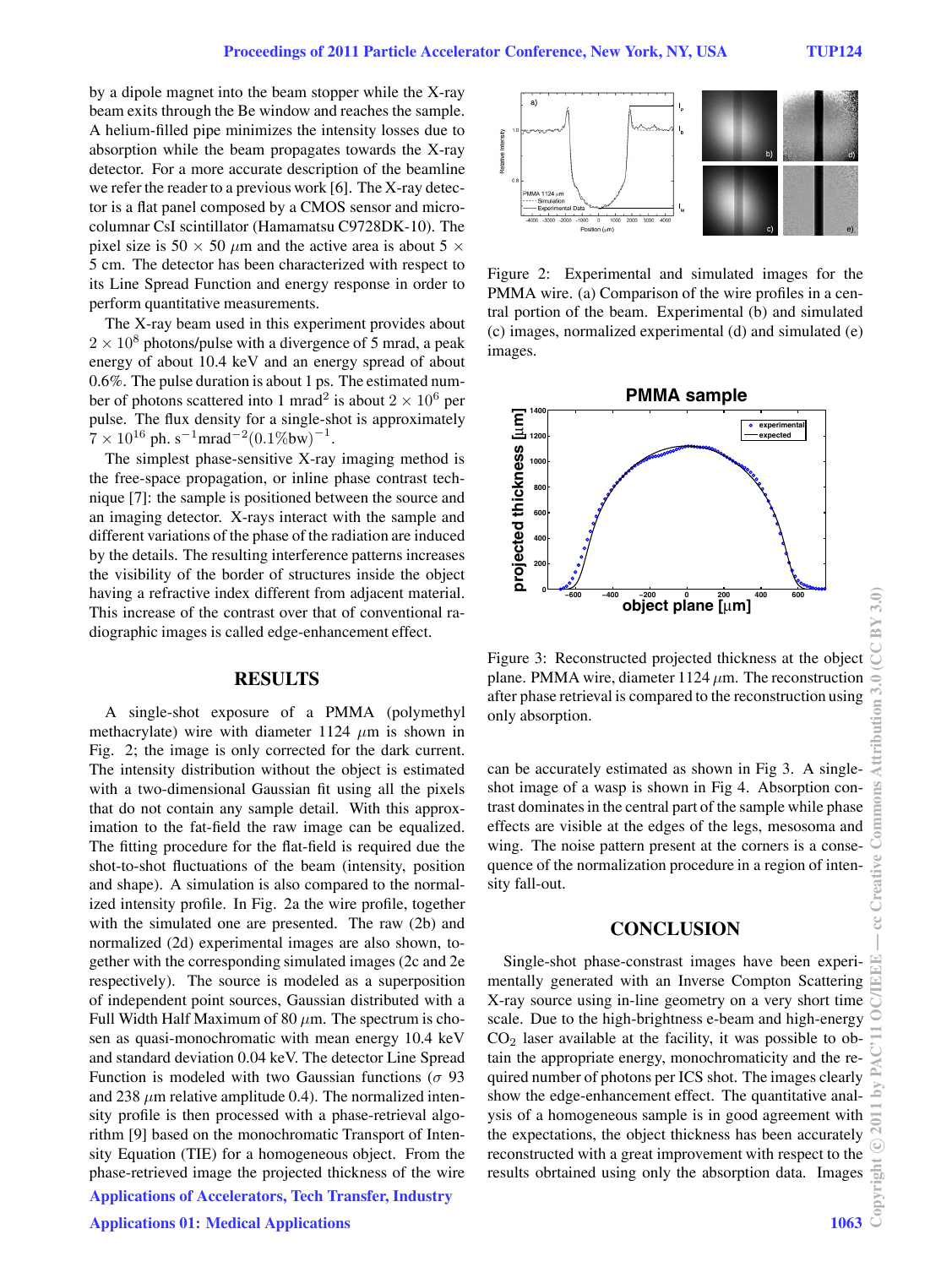by a dipole magnet into the beam stopper while the X-ray beam exits through the Be window and reaches the sample. A helium-filled pipe minimizes the intensity losses due to absorption while the beam propagates towards the X-ray detector. For a more accurate description of the beamline we refer the reader to a previous work [6]. The X-ray detector is a flat panel composed by a CMOS sensor and micro-columnar CsI scintillator (Hamamatsu C9728DK-10). The pixel size is 50 × 50 $\mu$m and the active area is about 5 × 5 cm. The detector has been characterized with respect to its Line Spread Function and energy response in order to perform quantitative measurements.

The X-ray beam used in this experiment provides about $2 \times 10^8$ photons/pulse with a divergence of 5 mrad, a peak energy of about 10.4 keV and an energy spread of about 0.6%. The pulse duration is about 1 ps. The estimated number of photons scattered into 1 mrad$^2$ is about $2 \times 10^6$ per pulse. The flux density for a single-shot is approximately $7 \times 10^{16}$ ph. s$^{-1}$mrad$^{-2}$(0.1%bw)$^{-1}$.

The simplest phase-sensitive X-ray imaging method is the free-space propagation, or inline phase contrast technique [7]: the sample is positioned between the source and an imaging detector. X-rays interact with the sample and different variations of the phase of the radiation are induced by the details. The resulting interference patterns increases the visibility of the border of structures inside the object having a refractive index different from adjacent material. This increase of the contrast over that of conventional radiographic images is called edge-enhancement effect.

## RESULTS

A single-shot exposure of a PMMA (polymethyl methacrylate) wire with diameter 1124 $\mu$m is shown in Fig. 2; the image is only corrected for the dark current. The intensity distribution without the object is estimated with a two-dimensional Gaussian fit using all the pixels that do not contain any sample detail. With this approximation to the fat-field the raw image can be equalized. The fitting procedure for the flat-field is required due the shot-to-shot fluctuations of the beam (intensity, position and shape). A simulation is also compared to the normalized intensity profile. In Fig. 2a the wire profile, together with the simulated one are presented. The raw (2b) and normalized (2d) experimental images are also shown, together with the corresponding simulated images (2c and 2e respectively). The source is modeled as a superposition of independent point sources, Gaussian distributed with a Full Width Half Maximum of 80 $\mu$m. The spectrum is chosen as quasi-monochromatic with mean energy 10.4 keV and standard deviation 0.04 keV. The detector Line Spread Function is modeled with two Gaussian functions ($\sigma$ 93 and 238 $\mu$m relative amplitude 0.4). The normalized intensity profile is then processed with a phase-retrieval algorithm [9] based on the monochromatic Transport of Intensity Equation (TIE) for a homogeneous object. From the phase-retrieved image the projected thickness of the wire can be accurately estimated as shown in Fig 3. A single-shot image of a wasp is shown in Fig 4. Absorption contrast dominates in the central part of the sample while phase effects are visible at the edges of the legs, mesosoma and wing. The noise pattern present at the corners is a consequence of the normalization procedure in a region of intensity fall-out.

Figure 2: Experimental and simulated images for the PMMA wire. (a) Comparison of the wire profiles in a central portion of the beam. Experimental (b) and simulated (c) images, normalized experimental (d) and simulated (e) images.

Figure 3: Reconstructed projected thickness at the object plane. PMMA wire, diameter 1124 $\mu$m. The reconstruction after phase retrieval is compared to the reconstruction using only absorption.

## CONCLUSION

Single-shot phase-constrast images have been experimentally generated with an Inverse Compton Scattering X-ray source using in-line geometry on a very short time scale. Due to the high-brightness e-beam and high-energy $CO_2$ laser available at the facility, it was possible to obtain the appropriate energy, monochromaticity and the required number of photons per ICS shot. The images clearly show the edge-enhancement effect. The quantitative analysis of a homogeneous sample is in good agreement with the expectations, the object thickness has been accurately reconstructed with a great improvement with respect to the results obrtained using only the absorption data. Images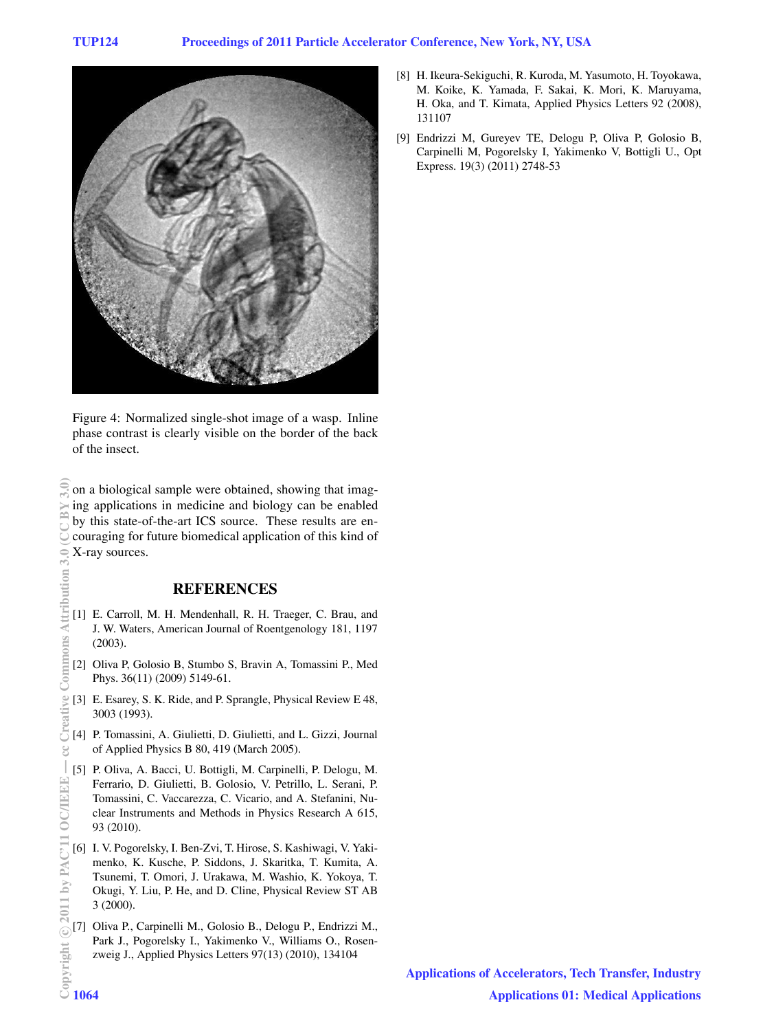Figure 4: Normalized single-shot image of a wasp. Inline phase contrast is clearly visible on the border of the back of the insect.

on a biological sample were obtained, showing that imaging applications in medicine and biology can be enabled by this state-of-the-art ICS source. These results are encouraging for future biomedical application of this kind of X-ray sources.

## REFERENCES

[1] E. Carroll, M. H. Mendenhall, R. H. Traeger, C. Brau, and J. W. Waters, American Journal of Roentgenology 181, 1197 (2003).

[2] Oliva P, Golosio B, Stumbo S, Bravin A, Tomassini P., Med Phys. 36(11) (2009) 5149-61.

[3] E. Esarey, S. K. Ride, and P. Sprangle, Physical Review E 48, 3003 (1993).

[4] P. Tomassini, A. Giulietti, D. Giulietti, and L. Gizzi, Journal of Applied Physics B 80, 419 (March 2005).

[5] P. Oliva, A. Bacci, U. Bottigli, M. Carpinelli, P. Delogu, M. Ferrario, D. Giulietti, B. Golosio, V. Petrillo, L. Serani, P. Tomassini, C. Vaccarezza, C. Vicario, and A. Stefanini, Nuclear Instruments and Methods in Physics Research A 615, 93 (2010).

[6] I. V. Pogorelsky, I. Ben-Zvi, T. Hirose, S. Kashiwagi, V. Yakimenko, K. Kusche, P. Siddons, J. Skaritka, T. Kumita, A. Tsunemi, T. Omori, J. Urakawa, M. Washio, K. Yokoya, T. Okugi, Y. Liu, P. He, and D. Cline, Physical Review ST AB 3 (2000).

[7] Oliva P., Carpinelli M., Golosio B., Delogu P., Endrizzi M., Park J., Pogorelsky I., Yakimenko V., Williams O., Rosenzweig J., Applied Physics Letters 97(13) (2010), 134104

[8] H. Ikeura-Sekiguchi, R. Kuroda, M. Yasumoto, H. Toyokawa, M. Koike, K. Yamada, F. Sakai, K. Mori, K. Maruyama, H. Oka, and T. Kimata, Applied Physics Letters 92 (2008), 131107

[9] Endrizzi M, Gureyev TE, Delogu P, Oliva P, Golosio B, Carpinelli M, Pogorelsky I, Yakimenko V, Bottigli U., Opt Express. 19(3) (2011) 2748-53